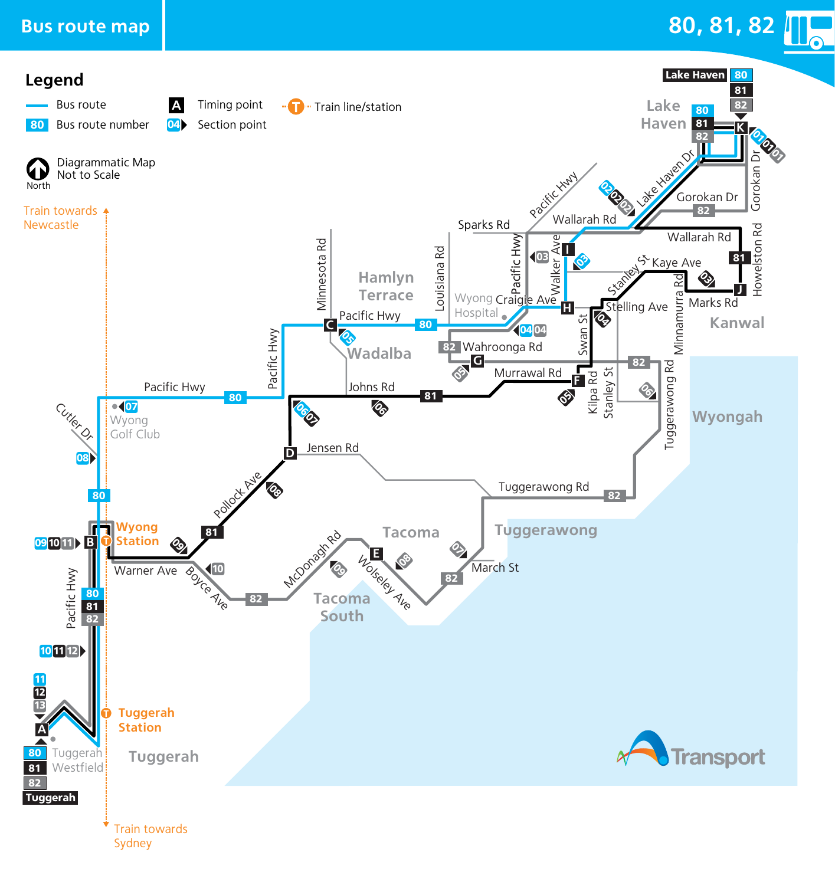# Bus route map

## 80, 81, 82

### Legend

- Bus route
- 80 Bus route number
- A Timing point
- 04 Section point
- T Train line/station
- Diagrammatic Map Not to Scale
- North

Train towards Newcastle

Train towards Sydney

**Timing points:**

- A – Tuggerah Westfield (80, 81, 82 – Tuggerah)
- B – Wyong Station
- C – Pacific Hwy, Wadalba
- D – Jensen Rd
- E – Wolseley Ave, Tacoma
- F – Murrawal Rd / Kilpa Rd
- G – Wahroonga Rd
- H – Craigie Ave / Walker Ave
- I – Wallarah Rd / Walker Ave
- J – Marks Rd / Howelston Rd, Kanwal
- K – Lake Haven (80, 81, 82)

**Places:** Lake Haven, Hamlyn Terrace, Wadalba, Wyong Hospital, Wyong Golf Club, Wyong Station, Tacoma, Tacoma South, Tuggerawong, Wyongah, Kanwal, Tuggerah, Tuggerah Station, Tuggerah Westfield

**Roads:** Lake Haven Dr, Gorokan Dr, Wallarah Rd, Sparks Rd, Pacific Hwy, Walker Ave, Craigie Ave, Stanley St, Kaye Ave, Stelling Ave, Marks Rd, Howelston Rd, Minnamurra Rd, Swan St, Wahroonga Rd, Murrawal Rd, Kilpa Rd, Tuggerawong Rd, Louisiana Rd, Minnesota Rd, Johns Rd, Jensen Rd, Pollock Ave, Cutler Dr, Warner Ave, Boyce Ave, McDonagh Rd, Wolseley Ave, March St

Transport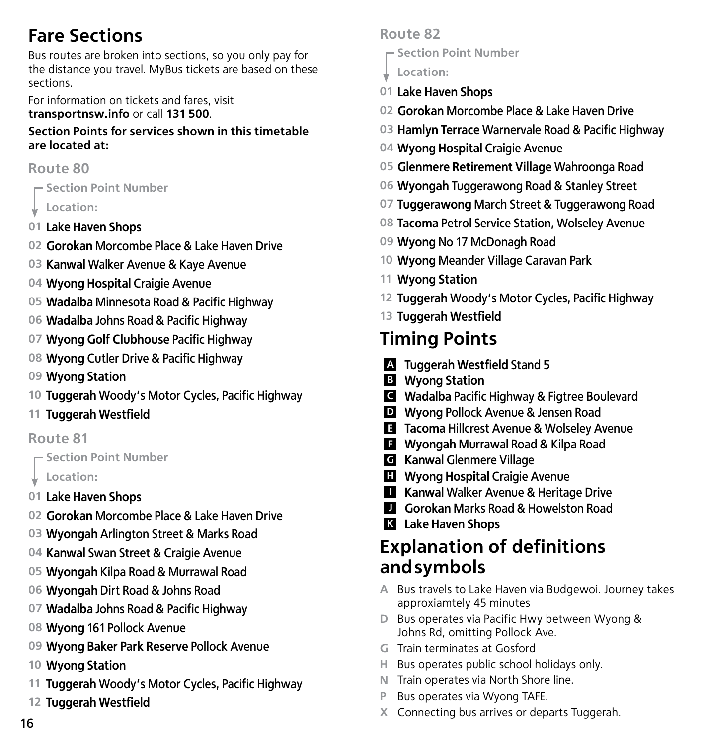# Fare Sections

Bus routes are broken into sections, so you only pay for the distance you travel. MyBus tickets are based on these sections.

For information on tickets and fares, visit **transportnsw.info** or call **131 500**.

**Section Points for services shown in this timetable are located at:**

## Route 80

Section Point Number
Location:

01 **Lake Haven Shops**
02 **Gorokan** Morcombe Place & Lake Haven Drive
03 **Kanwal** Walker Avenue & Kaye Avenue
04 **Wyong Hospital** Craigie Avenue
05 **Wadalba** Minnesota Road & Pacific Highway
06 **Wadalba** Johns Road & Pacific Highway
07 **Wyong Golf Clubhouse** Pacific Highway
08 **Wyong** Cutler Drive & Pacific Highway
09 **Wyong Station**
10 **Tuggerah** Woody's Motor Cycles, Pacific Highway
11 **Tuggerah Westfield**

## Route 81

Section Point Number
Location:

01 **Lake Haven Shops**
02 **Gorokan** Morcombe Place & Lake Haven Drive
03 **Wyongah** Arlington Street & Marks Road
04 **Kanwal** Swan Street & Craigie Avenue
05 **Wyongah** Kilpa Road & Murrawal Road
06 **Wyongah** Dirt Road & Johns Road
07 **Wadalba** Johns Road & Pacific Highway
08 **Wyong** 161 Pollock Avenue
09 **Wyong Baker Park Reserve** Pollock Avenue
10 **Wyong Station**
11 **Tuggerah** Woody's Motor Cycles, Pacific Highway
12 **Tuggerah Westfield**

## Route 82

Section Point Number
Location:

01 **Lake Haven Shops**
02 **Gorokan** Morcombe Place & Lake Haven Drive
03 **Hamlyn Terrace** Warnervale Road & Pacific Highway
04 **Wyong Hospital** Craigie Avenue
05 **Glenmere Retirement Village** Wahroonga Road
06 **Wyongah** Tuggerawong Road & Stanley Street
07 **Tuggerawong** March Street & Tuggerawong Road
08 **Tacoma** Petrol Service Station, Wolseley Avenue
09 **Wyong** No 17 McDonagh Road
10 **Wyong** Meander Village Caravan Park
11 **Wyong Station**
12 **Tuggerah** Woody's Motor Cycles, Pacific Highway
13 **Tuggerah Westfield**

# Timing Points

A **Tuggerah Westfield** Stand 5
B **Wyong Station**
C **Wadalba** Pacific Highway & Figtree Boulevard
D **Wyong** Pollock Avenue & Jensen Road
E **Tacoma** Hillcrest Avenue & Wolseley Avenue
F **Wyongah** Murrawal Road & Kilpa Road
G **Kanwal** Glenmere Village
H **Wyong Hospital** Craigie Avenue
I **Kanwal** Walker Avenue & Heritage Drive
J **Gorokan** Marks Road & Howelston Road
K **Lake Haven Shops**

# Explanation of definitions and symbols

A Bus travels to Lake Haven via Budgewoi. Journey takes approxiamtely 45 minutes
D Bus operates via Pacific Hwy between Wyong & Johns Rd, omitting Pollock Ave.
G Train terminates at Gosford
H Bus operates public school holidays only.
N Train operates via North Shore line.
P Bus operates via Wyong TAFE.
X Connecting bus arrives or departs Tuggerah.